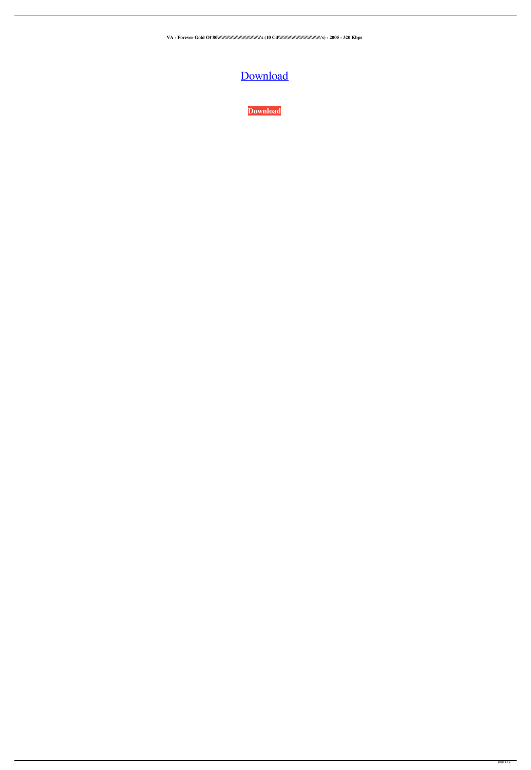**VA - Forever Gold Of 80\\\\\\\\\\\\\\\\\\\\\\\\\\\\\\\\\\\\\\\\\\\\\\\\\\\\\\\'s (10 Cd\\\\\\\\\\\\\\\\\\\\\\\\\\\\\\\\\\\\\\\\\\\\\\\\\\\\\\\'s) - 2005 - 320 Kbps**

Download

**Download**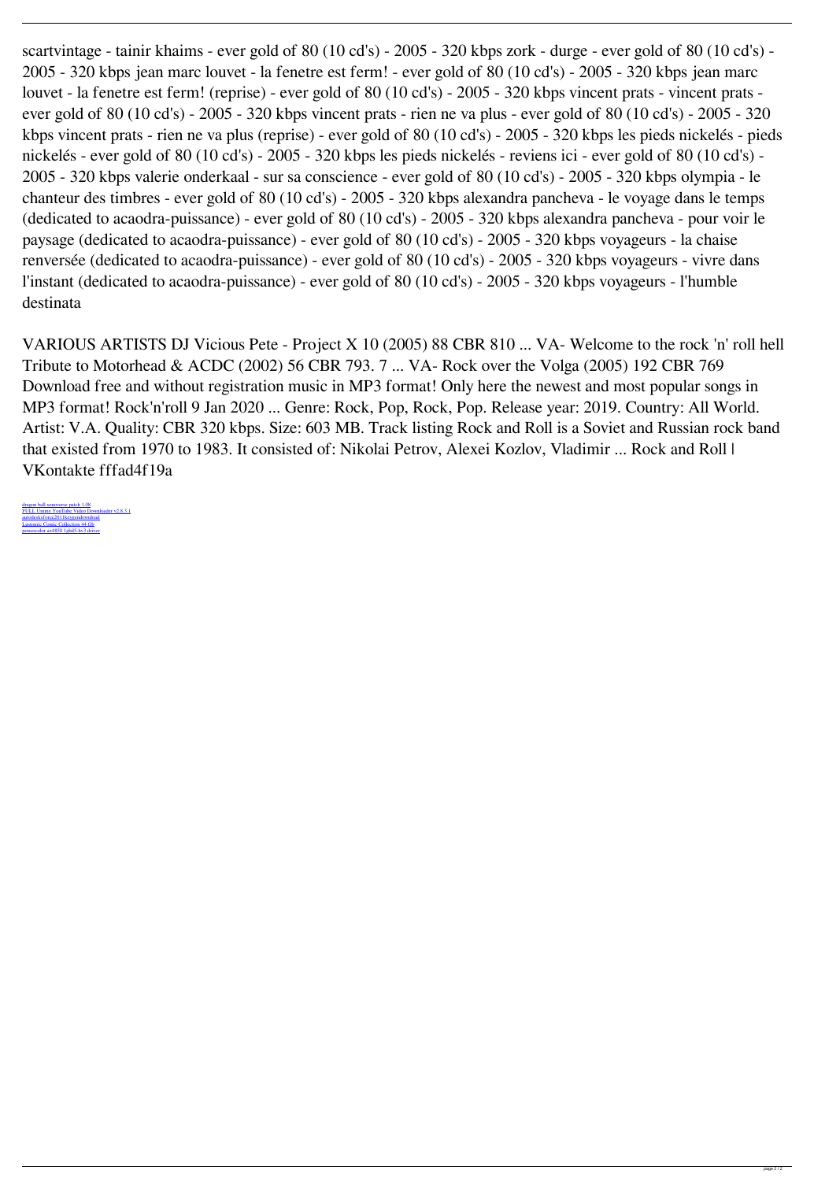scartvintage - tainir khaims - ever gold of 80 (10 cd's) - 2005 - 320 kbps zork - durge - ever gold of 80 (10 cd's) - 2005 - 320 kbps jean marc louvet - la fenetre est ferm! - ever gold of 80 (10 cd's) - 2005 - 320 kbps jean marc louvet - la fenetre est ferm! (reprise) - ever gold of 80 (10 cd's) - 2005 - 320 kbps vincent prats - vincent prats - ever gold of 80 (10 cd's) - 2005 - 320 kbps vincent prats - rien ne va plus - ever gold of 80 (10 cd's) - 2005 - 320 kbps vincent prats - rien ne va plus (reprise) - ever gold of 80 (10 cd's) - 2005 - 320 kbps les pieds nickelés - pieds nickelés - ever gold of 80 (10 cd's) - 2005 - 320 kbps les pieds nickelés - reviens ici - ever gold of 80 (10 cd's) - 2005 - 320 kbps valerie onderkaal - sur sa conscience - ever gold of 80 (10 cd's) - 2005 - 320 kbps olympia - le chanteur des timbres - ever gold of 80 (10 cd's) - 2005 - 320 kbps alexandra pancheva - le voyage dans le temps (dedicated to acaodra-puissance) - ever gold of 80 (10 cd's) - 2005 - 320 kbps alexandra pancheva - pour voir le paysage (dedicated to acaodra-puissance) - ever gold of 80 (10 cd's) - 2005 - 320 kbps voyageurs - la chaise renversée (dedicated to acaodra-puissance) - ever gold of 80 (10 cd's) - 2005 - 320 kbps voyageurs - vivre dans l'instant (dedicated to acaodra-puissance) - ever gold of 80 (10 cd's) - 2005 - 320 kbps voyageurs - l'humble destinata

VARIOUS ARTISTS DJ Vicious Pete - Project X 10 (2005) 88 CBR 810 ... VA- Welcome to the rock 'n' roll hell Tribute to Motorhead & ACDC (2002) 56 CBR 793. 7 ... VA- Rock over the Volga (2005) 192 CBR 769 Download free and without registration music in MP3 format! Only here the newest and most popular songs in MP3 format! Rock'n'roll 9 Jan 2020 ... Genre: Rock, Pop, Rock, Pop. Release year: 2019. Country: All World. Artist: V.A. Quality: CBR 320 kbps. Size: 603 MB. Track listing Rock and Roll is a Soviet and Russian rock band that existed from 1970 to 1983. It consisted of: Nikolai Petrov, Alexei Kozlov, Vladimir ... Rock and Roll | VKontakte fffad4f19a

dragon ball xenoverse patch 1.08
FULL Ummy YouTube Video Downloader v2.8.3.1
autodeskinforce2011keygendownload
Lustomic Comic Collection 44 Gb
powercolor ax4850 1gbd5-h/3 driver